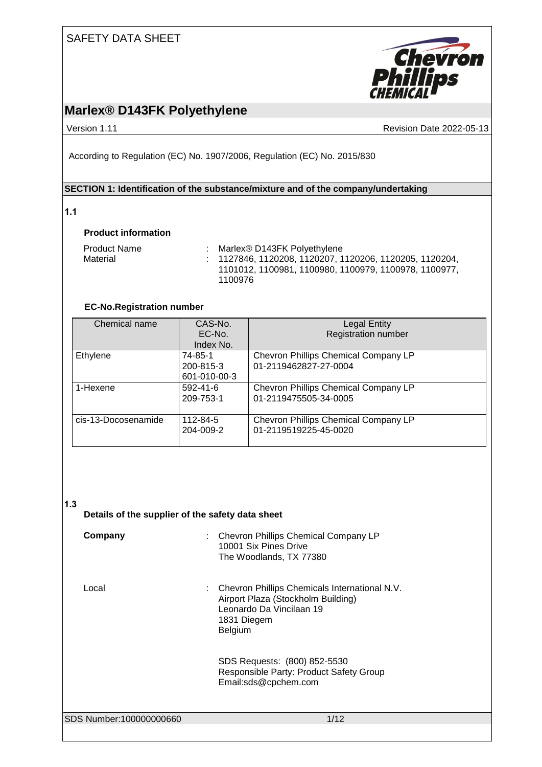SAFETY DATA SHEET

# Marlex® D143FK Polyethylene

Version 1.11 | Revision Date 2022-05-13

According to Regulation (EC) No. 1907/2006, Regulation (EC) No. 2015/830

## SECTION 1: Identification of the substance/mixture and of the company/undertaking

**1.1**

### Product information

Product Name : Marlex® D143FK Polyethylene

Material : 1127846, 1120208, 1120207, 1120206, 1120205, 1120204, 1101012, 1100981, 1100980, 1100979, 1100978, 1100977, 1100976

### EC-No.Registration number

| Chemical name | CAS-No.<br>EC-No.<br>Index No. | Legal Entity<br>Registration number |
|---|---|---|
| Ethylene | 74-85-1<br>200-815-3<br>601-010-00-3 | Chevron Phillips Chemical Company LP<br>01-2119462827-27-0004 |
| 1-Hexene | 592-41-6<br>209-753-1 | Chevron Phillips Chemical Company LP<br>01-2119475505-34-0005 |
| cis-13-Docosenamide | 112-84-5<br>204-009-2 | Chevron Phillips Chemical Company LP<br>01-2119519225-45-0020 |

**1.3**

### Details of the supplier of the safety data sheet

**Company** : Chevron Phillips Chemical Company LP
10001 Six Pines Drive
The Woodlands, TX 77380

Local : Chevron Phillips Chemicals International N.V.
Airport Plaza (Stockholm Building)
Leonardo Da Vincilaan 19
1831 Diegem
Belgium

SDS Requests: (800) 852-5530
Responsible Party: Product Safety Group
Email:sds@cpchem.com

SDS Number:100000000660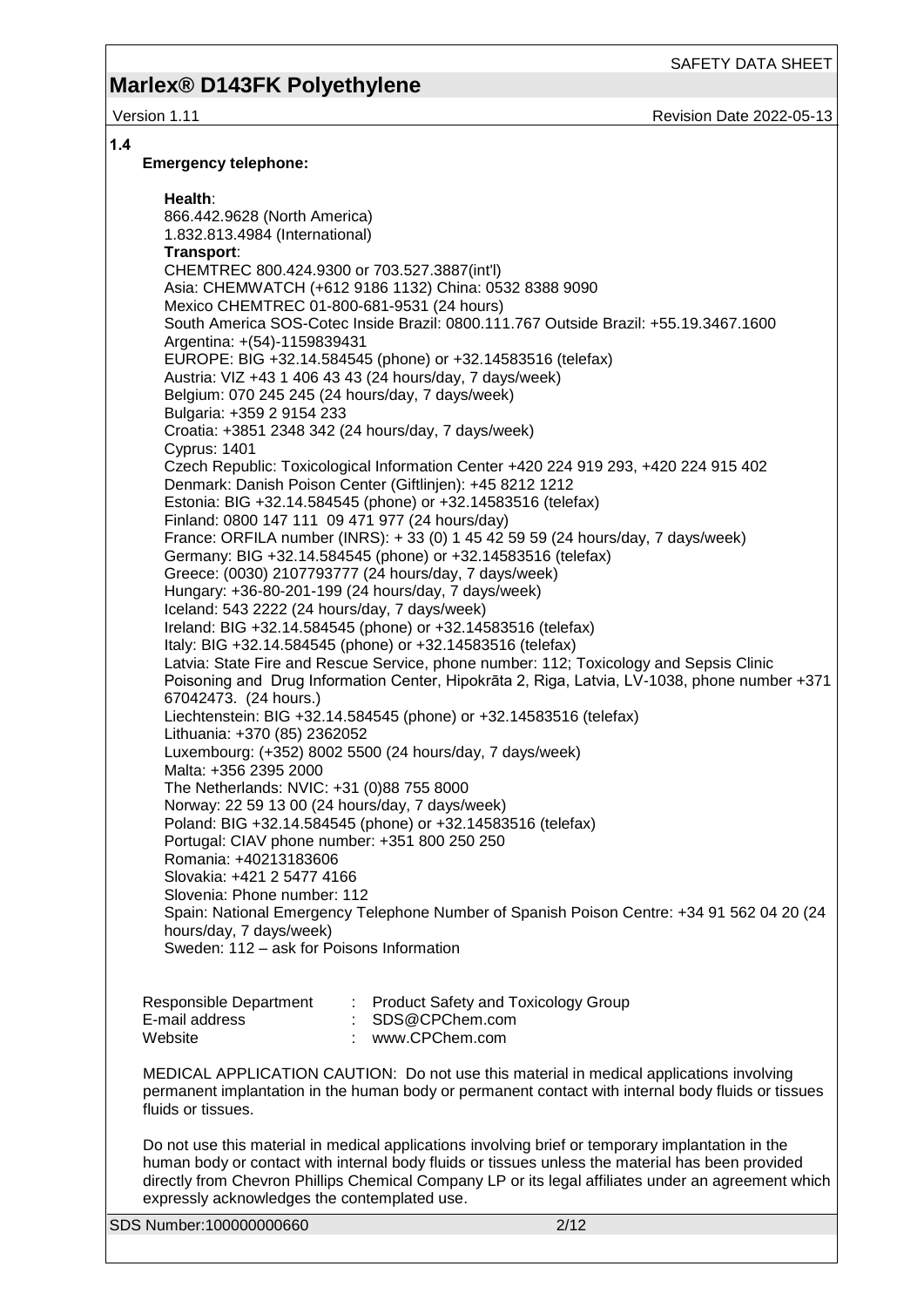**1.4**

**Emergency telephone:**

**Health**:
866.442.9628 (North America)
1.832.813.4984 (International)
**Transport**:
CHEMTREC 800.424.9300 or 703.527.3887(int'l)
Asia: CHEMWATCH (+612 9186 1132) China: 0532 8388 9090
Mexico CHEMTREC 01-800-681-9531 (24 hours)
South America SOS-Cotec Inside Brazil: 0800.111.767 Outside Brazil: +55.19.3467.1600
Argentina: +(54)-1159839431
EUROPE: BIG +32.14.584545 (phone) or +32.14583516 (telefax)
Austria: VIZ +43 1 406 43 43 (24 hours/day, 7 days/week)
Belgium: 070 245 245 (24 hours/day, 7 days/week)
Bulgaria: +359 2 9154 233
Croatia: +3851 2348 342 (24 hours/day, 7 days/week)
Cyprus: 1401
Czech Republic: Toxicological Information Center +420 224 919 293, +420 224 915 402
Denmark: Danish Poison Center (Giftlinjen): +45 8212 1212
Estonia: BIG +32.14.584545 (phone) or +32.14583516 (telefax)
Finland: 0800 147 111 09 471 977 (24 hours/day)
France: ORFILA number (INRS): + 33 (0) 1 45 42 59 59 (24 hours/day, 7 days/week)
Germany: BIG +32.14.584545 (phone) or +32.14583516 (telefax)
Greece: (0030) 2107793777 (24 hours/day, 7 days/week)
Hungary: +36-80-201-199 (24 hours/day, 7 days/week)
Iceland: 543 2222 (24 hours/day, 7 days/week)
Ireland: BIG +32.14.584545 (phone) or +32.14583516 (telefax)
Italy: BIG +32.14.584545 (phone) or +32.14583516 (telefax)
Latvia: State Fire and Rescue Service, phone number: 112; Toxicology and Sepsis Clinic Poisoning and Drug Information Center, Hipokrāta 2, Riga, Latvia, LV-1038, phone number +371 67042473. (24 hours.)
Liechtenstein: BIG +32.14.584545 (phone) or +32.14583516 (telefax)
Lithuania: +370 (85) 2362052
Luxembourg: (+352) 8002 5500 (24 hours/day, 7 days/week)
Malta: +356 2395 2000
The Netherlands: NVIC: +31 (0)88 755 8000
Norway: 22 59 13 00 (24 hours/day, 7 days/week)
Poland: BIG +32.14.584545 (phone) or +32.14583516 (telefax)
Portugal: CIAV phone number: +351 800 250 250
Romania: +40213183606
Slovakia: +421 2 5477 4166
Slovenia: Phone number: 112
Spain: National Emergency Telephone Number of Spanish Poison Centre: +34 91 562 04 20 (24 hours/day, 7 days/week)
Sweden: 112 – ask for Poisons Information

| | | |
|---|---|---|
| Responsible Department | : | Product Safety and Toxicology Group |
| E-mail address | : | SDS@CPChem.com |
| Website | : | www.CPChem.com |

MEDICAL APPLICATION CAUTION: Do not use this material in medical applications involving permanent implantation in the human body or permanent contact with internal body fluids or tissues fluids or tissues.

Do not use this material in medical applications involving brief or temporary implantation in the human body or contact with internal body fluids or tissues unless the material has been provided directly from Chevron Phillips Chemical Company LP or its legal affiliates under an agreement which expressly acknowledges the contemplated use.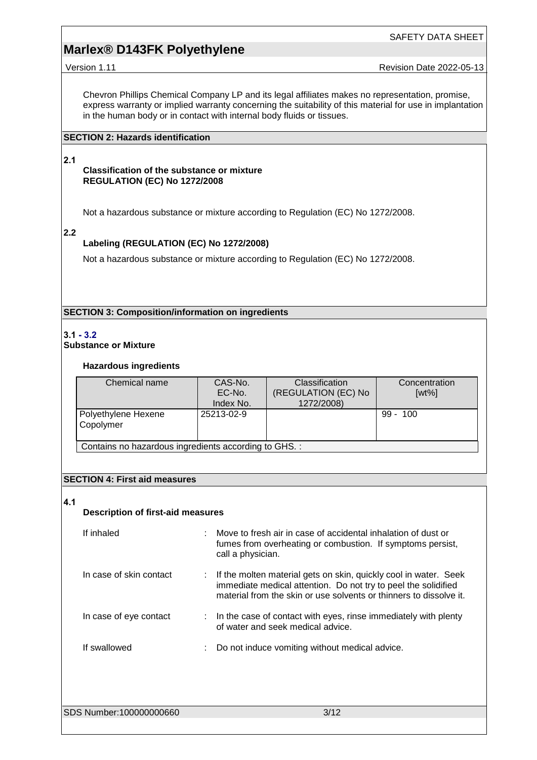Chevron Phillips Chemical Company LP and its legal affiliates makes no representation, promise, express warranty or implied warranty concerning the suitability of this material for use in implantation in the human body or in contact with internal body fluids or tissues.

## SECTION 2: Hazards identification

**2.1**

**Classification of the substance or mixture**
**REGULATION (EC) No 1272/2008**

Not a hazardous substance or mixture according to Regulation (EC) No 1272/2008.

**2.2**

**Labeling (REGULATION (EC) No 1272/2008)**

Not a hazardous substance or mixture according to Regulation (EC) No 1272/2008.

## SECTION 3: Composition/information on ingredients

**3.1 - 3.2**
**Substance or Mixture**

**Hazardous ingredients**

| Chemical name | CAS-No.<br>EC-No.<br>Index No. | Classification<br>(REGULATION (EC) No 1272/2008) | Concentration<br>[wt%] |
|---|---|---|---|
| Polyethylene Hexene Copolymer | 25213-02-9 | | 99 - 100 |
| Contains no hazardous ingredients according to GHS. : | | | |

## SECTION 4: First aid measures

**4.1**

**Description of first-aid measures**

| | | |
|---|---|---|
| If inhaled | : | Move to fresh air in case of accidental inhalation of dust or fumes from overheating or combustion. If symptoms persist, call a physician. |
| In case of skin contact | : | If the molten material gets on skin, quickly cool in water. Seek immediate medical attention. Do not try to peel the solidified material from the skin or use solvents or thinners to dissolve it. |
| In case of eye contact | : | In the case of contact with eyes, rinse immediately with plenty of water and seek medical advice. |
| If swallowed | : | Do not induce vomiting without medical advice. |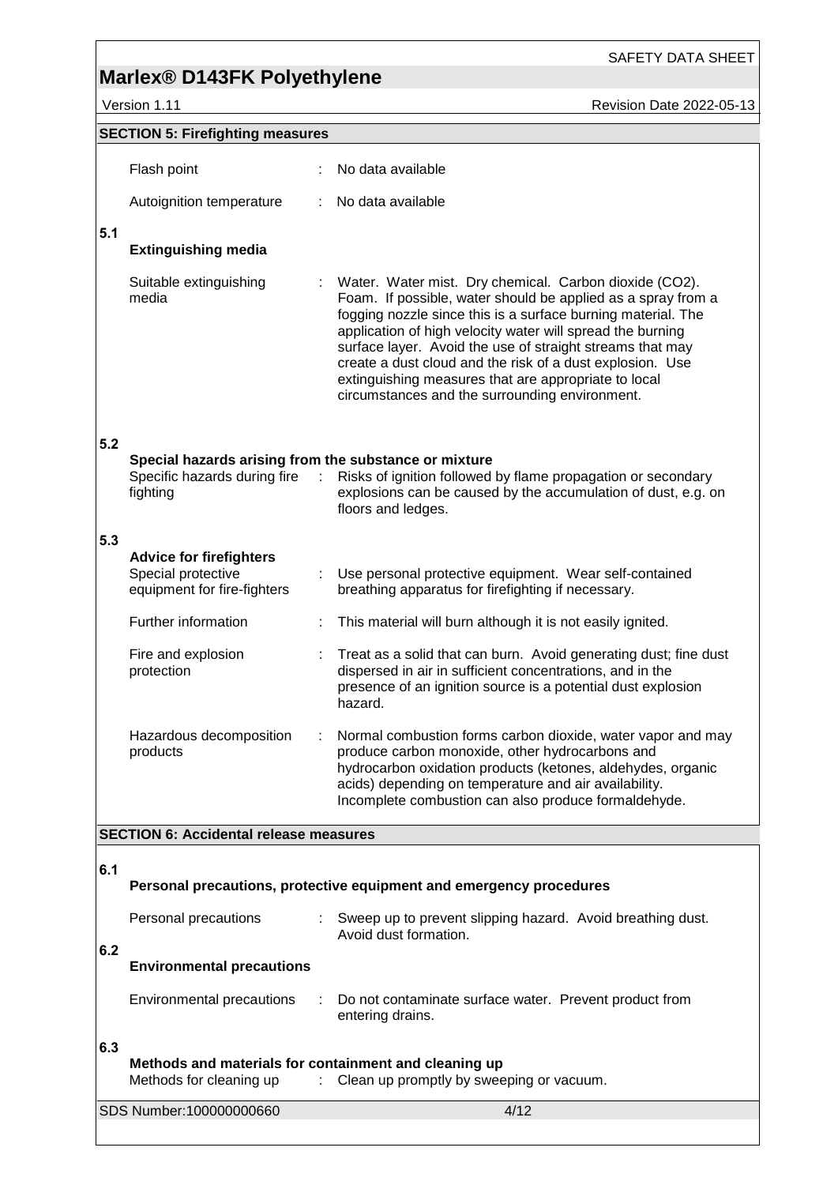## SECTION 5: Firefighting measures

Flash point : No data available

Autoignition temperature : No data available

### 5.1 Extinguishing media

Suitable extinguishing media : Water. Water mist. Dry chemical. Carbon dioxide ($CO_2$). Foam. If possible, water should be applied as a spray from a fogging nozzle since this is a surface burning material. The application of high velocity water will spread the burning surface layer. Avoid the use of straight streams that may create a dust cloud and the risk of a dust explosion. Use extinguishing measures that are appropriate to local circumstances and the surrounding environment.

### 5.2 Special hazards arising from the substance or mixture

Specific hazards during fire fighting : Risks of ignition followed by flame propagation or secondary explosions can be caused by the accumulation of dust, e.g. on floors and ledges.

### 5.3 Advice for firefighters

Special protective equipment for fire-fighters : Use personal protective equipment. Wear self-contained breathing apparatus for firefighting if necessary.

Further information : This material will burn although it is not easily ignited.

Fire and explosion protection : Treat as a solid that can burn. Avoid generating dust; fine dust dispersed in air in sufficient concentrations, and in the presence of an ignition source is a potential dust explosion hazard.

Hazardous decomposition products : Normal combustion forms carbon dioxide, water vapor and may produce carbon monoxide, other hydrocarbons and hydrocarbon oxidation products (ketones, aldehydes, organic acids) depending on temperature and air availability. Incomplete combustion can also produce formaldehyde.

## SECTION 6: Accidental release measures

### 6.1 Personal precautions, protective equipment and emergency procedures

Personal precautions : Sweep up to prevent slipping hazard. Avoid breathing dust. Avoid dust formation.

### 6.2 Environmental precautions

Environmental precautions : Do not contaminate surface water. Prevent product from entering drains.

### 6.3 Methods and materials for containment and cleaning up

Methods for cleaning up : Clean up promptly by sweeping or vacuum.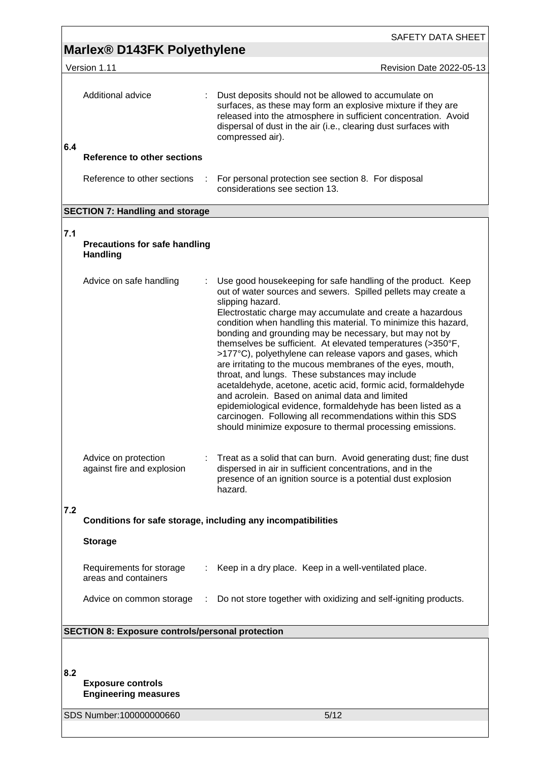Additional advice : Dust deposits should not be allowed to accumulate on surfaces, as these may form an explosive mixture if they are released into the atmosphere in sufficient concentration. Avoid dispersal of dust in the air (i.e., clearing dust surfaces with compressed air).

**6.4 Reference to other sections**

Reference to other sections : For personal protection see section 8. For disposal considerations see section 13.

## SECTION 7: Handling and storage

**7.1 Precautions for safe handling**
**Handling**

Advice on safe handling : Use good housekeeping for safe handling of the product. Keep out of water sources and sewers. Spilled pellets may create a slipping hazard.
Electrostatic charge may accumulate and create a hazardous condition when handling this material. To minimize this hazard, bonding and grounding may be necessary, but may not by themselves be sufficient. At elevated temperatures (>350°F, >177°C), polyethylene can release vapors and gases, which are irritating to the mucous membranes of the eyes, mouth, throat, and lungs. These substances may include acetaldehyde, acetone, acetic acid, formic acid, formaldehyde and acrolein. Based on animal data and limited epidemiological evidence, formaldehyde has been listed as a carcinogen. Following all recommendations within this SDS should minimize exposure to thermal processing emissions.

Advice on protection against fire and explosion : Treat as a solid that can burn. Avoid generating dust; fine dust dispersed in air in sufficient concentrations, and in the presence of an ignition source is a potential dust explosion hazard.

**7.2 Conditions for safe storage, including any incompatibilities**

**Storage**

Requirements for storage areas and containers : Keep in a dry place. Keep in a well-ventilated place.

Advice on common storage : Do not store together with oxidizing and self-igniting products.

## SECTION 8: Exposure controls/personal protection

**8.2 Exposure controls**
**Engineering measures**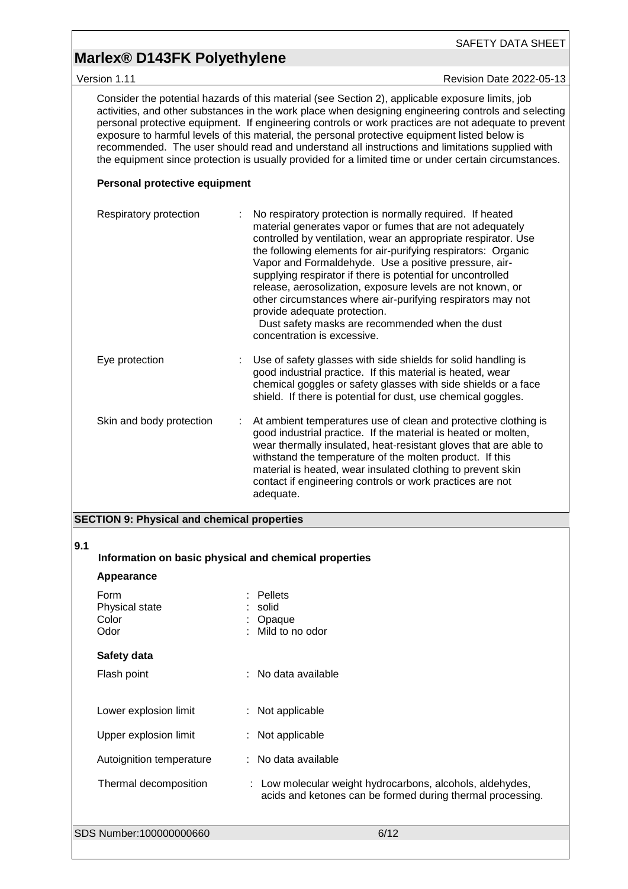Consider the potential hazards of this material (see Section 2), applicable exposure limits, job activities, and other substances in the work place when designing engineering controls and selecting personal protective equipment. If engineering controls or work practices are not adequate to prevent exposure to harmful levels of this material, the personal protective equipment listed below is recommended. The user should read and understand all instructions and limitations supplied with the equipment since protection is usually provided for a limited time or under certain circumstances.

**Personal protective equipment**

| | |
|---|---|
| Respiratory protection | : No respiratory protection is normally required. If heated material generates vapor or fumes that are not adequately controlled by ventilation, wear an appropriate respirator. Use the following elements for air-purifying respirators: Organic Vapor and Formaldehyde. Use a positive pressure, air-supplying respirator if there is potential for uncontrolled release, aerosolization, exposure levels are not known, or other circumstances where air-purifying respirators may not provide adequate protection. Dust safety masks are recommended when the dust concentration is excessive. |
| Eye protection | : Use of safety glasses with side shields for solid handling is good industrial practice. If this material is heated, wear chemical goggles or safety glasses with side shields or a face shield. If there is potential for dust, use chemical goggles. |
| Skin and body protection | : At ambient temperatures use of clean and protective clothing is good industrial practice. If the material is heated or molten, wear thermally insulated, heat-resistant gloves that are able to withstand the temperature of the molten product. If this material is heated, wear insulated clothing to prevent skin contact if engineering controls or work practices are not adequate. |

## SECTION 9: Physical and chemical properties

**9.1**

### Information on basic physical and chemical properties

**Appearance**

| | |
|---|---|
| Form | : Pellets |
| Physical state | : solid |
| Color | : Opaque |
| Odor | : Mild to no odor |

**Safety data**

| | |
|---|---|
| Flash point | : No data available |
| Lower explosion limit | : Not applicable |
| Upper explosion limit | : Not applicable |
| Autoignition temperature | : No data available |
| Thermal decomposition | : Low molecular weight hydrocarbons, alcohols, aldehydes, acids and ketones can be formed during thermal processing. |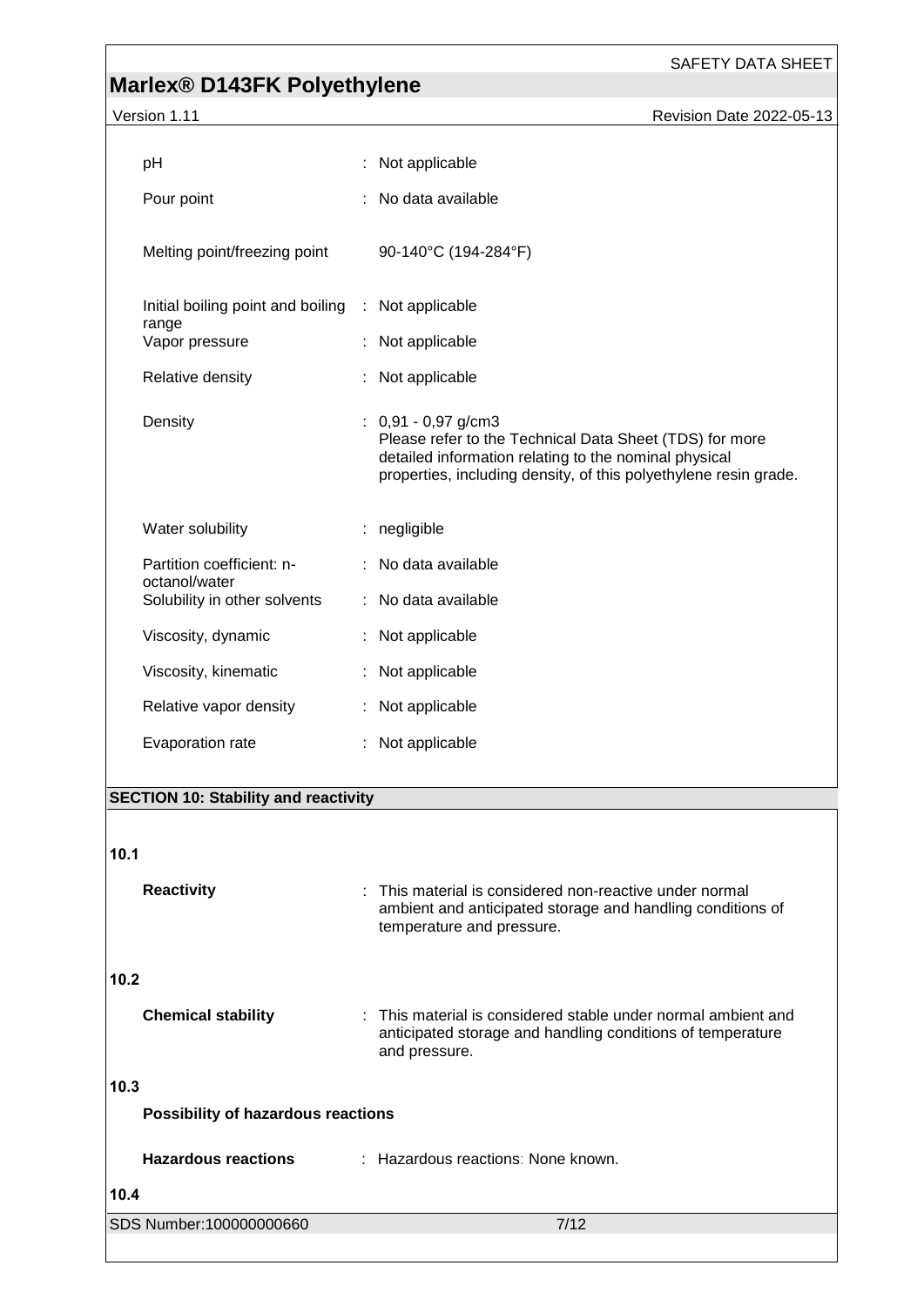| | | |
|---|---|---|
| pH | : | Not applicable |
| Pour point | : | No data available |
| Melting point/freezing point | | 90-140°C (194-284°F) |
| Initial boiling point and boiling range | : | Not applicable |
| Vapor pressure | : | Not applicable |
| Relative density | : | Not applicable |
| Density | : | 0,91 - 0,97 g/cm3<br>Please refer to the Technical Data Sheet (TDS) for more detailed information relating to the nominal physical properties, including density, of this polyethylene resin grade. |
| Water solubility | : | negligible |
| Partition coefficient: n-octanol/water | : | No data available |
| Solubility in other solvents | : | No data available |
| Viscosity, dynamic | : | Not applicable |
| Viscosity, kinematic | : | Not applicable |
| Relative vapor density | : | Not applicable |
| Evaporation rate | : | Not applicable |

## SECTION 10: Stability and reactivity

**10.1**

**Reactivity** : This material is considered non-reactive under normal ambient and anticipated storage and handling conditions of temperature and pressure.

**10.2**

**Chemical stability** : This material is considered stable under normal ambient and anticipated storage and handling conditions of temperature and pressure.

**10.3**

**Possibility of hazardous reactions**

**Hazardous reactions** : Hazardous reactions: None known.

**10.4**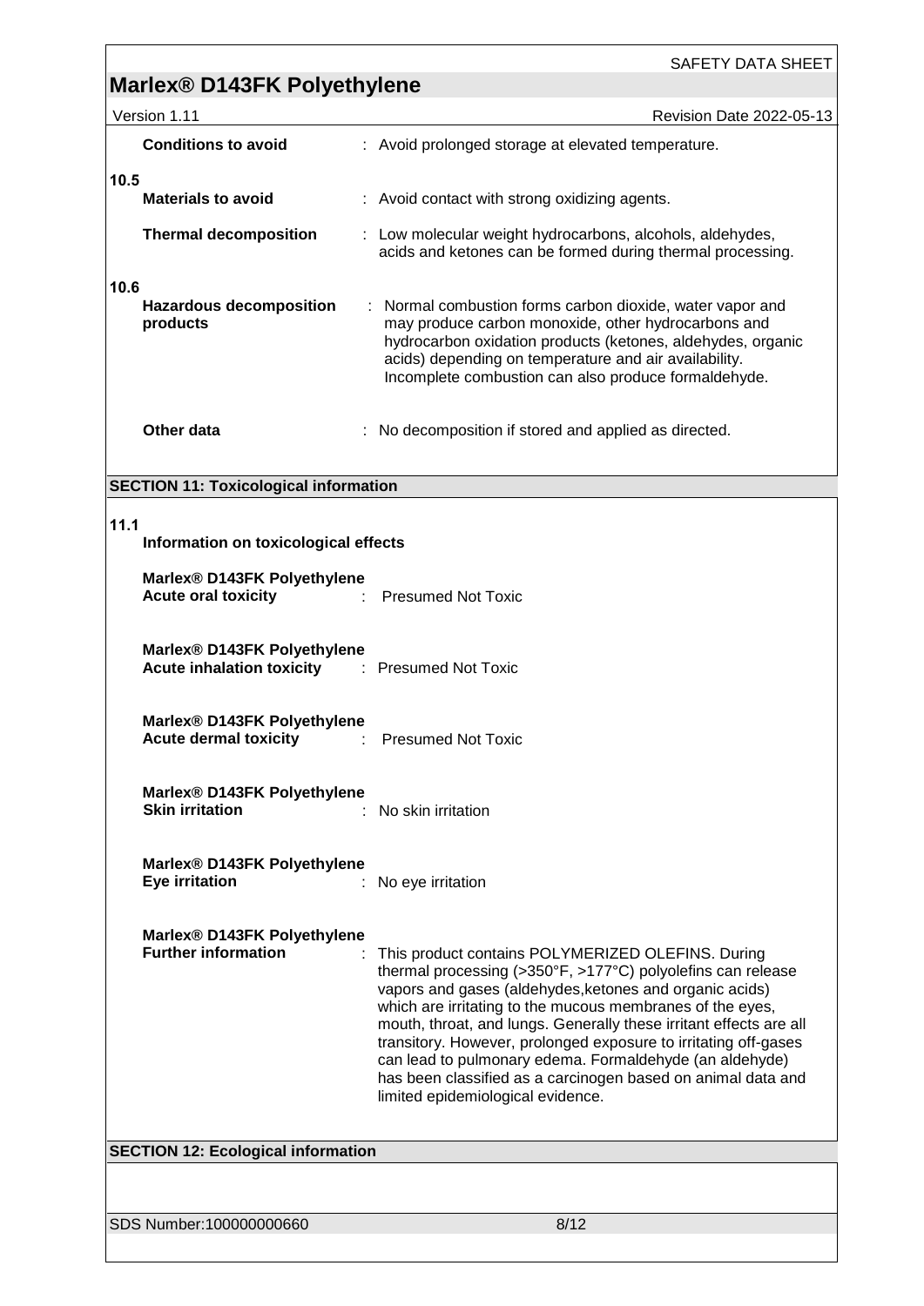| | | |
|---|---|---|
| | **Conditions to avoid** | : Avoid prolonged storage at elevated temperature. |
| **10.5** | **Materials to avoid** | : Avoid contact with strong oxidizing agents. |
| | **Thermal decomposition** | : Low molecular weight hydrocarbons, alcohols, aldehydes, acids and ketones can be formed during thermal processing. |
| **10.6** | **Hazardous decomposition products** | : Normal combustion forms carbon dioxide, water vapor and may produce carbon monoxide, other hydrocarbons and hydrocarbon oxidation products (ketones, aldehydes, organic acids) depending on temperature and air availability. Incomplete combustion can also produce formaldehyde. |
| | **Other data** | : No decomposition if stored and applied as directed. |

## SECTION 11: Toxicological information

**11.1**

**Information on toxicological effects**

**Marlex® D143FK Polyethylene**
**Acute oral toxicity** : Presumed Not Toxic

**Marlex® D143FK Polyethylene**
**Acute inhalation toxicity** : Presumed Not Toxic

**Marlex® D143FK Polyethylene**
**Acute dermal toxicity** : Presumed Not Toxic

**Marlex® D143FK Polyethylene**
**Skin irritation** : No skin irritation

**Marlex® D143FK Polyethylene**
**Eye irritation** : No eye irritation

**Marlex® D143FK Polyethylene**
**Further information** : This product contains POLYMERIZED OLEFINS. During thermal processing (>350°F, >177°C) polyolefins can release vapors and gases (aldehydes,ketones and organic acids) which are irritating to the mucous membranes of the eyes, mouth, throat, and lungs. Generally these irritant effects are all transitory. However, prolonged exposure to irritating off-gases can lead to pulmonary edema. Formaldehyde (an aldehyde) has been classified as a carcinogen based on animal data and limited epidemiological evidence.

## SECTION 12: Ecological information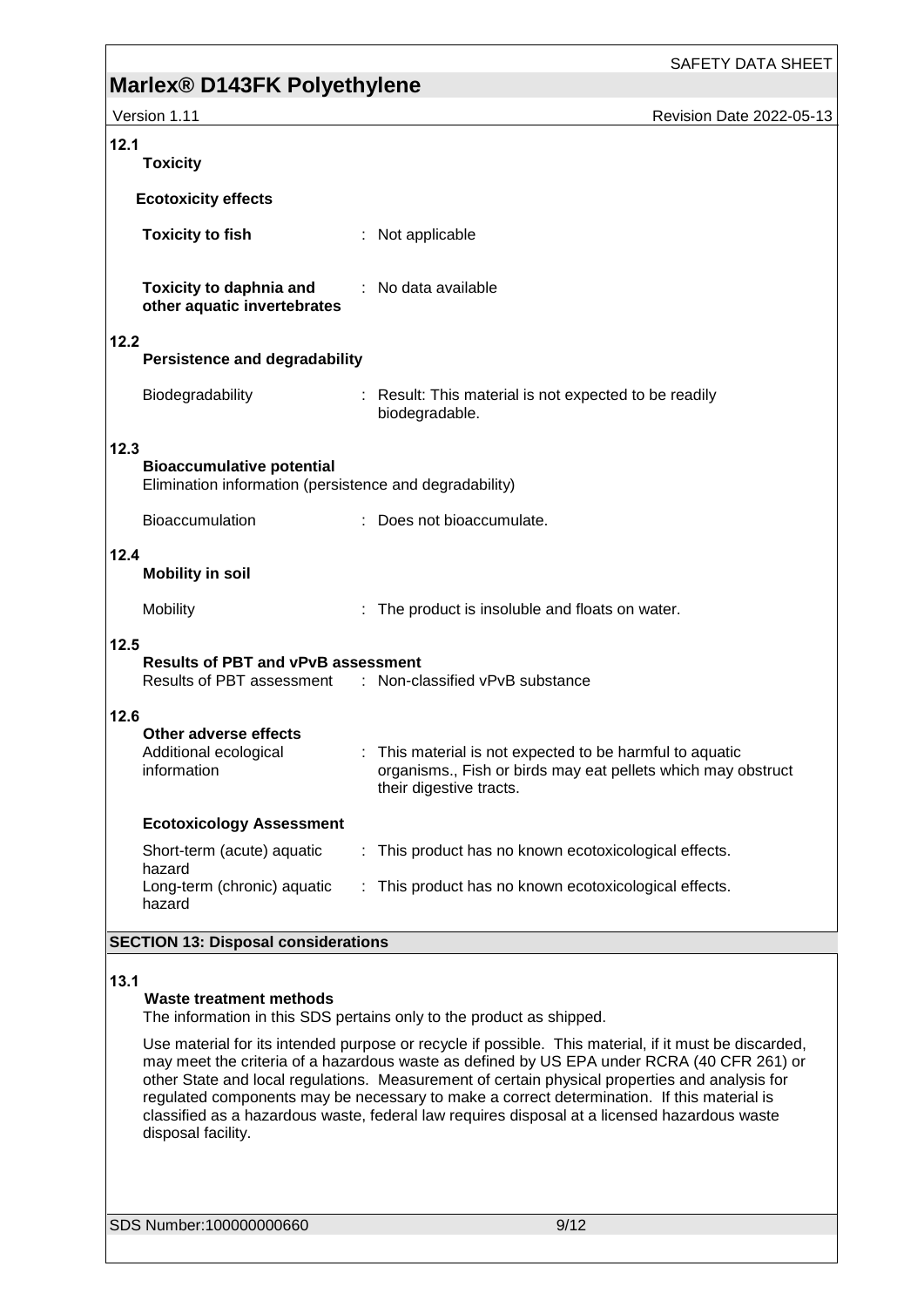**12.1**

**Toxicity**

**Ecotoxicity effects**

| | |
|---|---|
| **Toxicity to fish** | : Not applicable |
| **Toxicity to daphnia and other aquatic invertebrates** | : No data available |

**12.2**

**Persistence and degradability**

| | |
|---|---|
| Biodegradability | : Result: This material is not expected to be readily biodegradable. |

**12.3**

**Bioaccumulative potential**

Elimination information (persistence and degradability)

| | |
|---|---|
| Bioaccumulation | : Does not bioaccumulate. |

**12.4**

**Mobility in soil**

| | |
|---|---|
| Mobility | : The product is insoluble and floats on water. |

**12.5**

**Results of PBT and vPvB assessment**

| | |
|---|---|
| Results of PBT assessment | : Non-classified vPvB substance |

**12.6**

**Other adverse effects**

| | |
|---|---|
| Additional ecological information | : This material is not expected to be harmful to aquatic organisms., Fish or birds may eat pellets which may obstruct their digestive tracts. |

**Ecotoxicology Assessment**

| | |
|---|---|
| Short-term (acute) aquatic hazard | : This product has no known ecotoxicological effects. |
| Long-term (chronic) aquatic hazard | : This product has no known ecotoxicological effects. |

## SECTION 13: Disposal considerations

**13.1**

**Waste treatment methods**

The information in this SDS pertains only to the product as shipped.

Use material for its intended purpose or recycle if possible. This material, if it must be discarded, may meet the criteria of a hazardous waste as defined by US EPA under RCRA (40 CFR 261) or other State and local regulations. Measurement of certain physical properties and analysis for regulated components may be necessary to make a correct determination. If this material is classified as a hazardous waste, federal law requires disposal at a licensed hazardous waste disposal facility.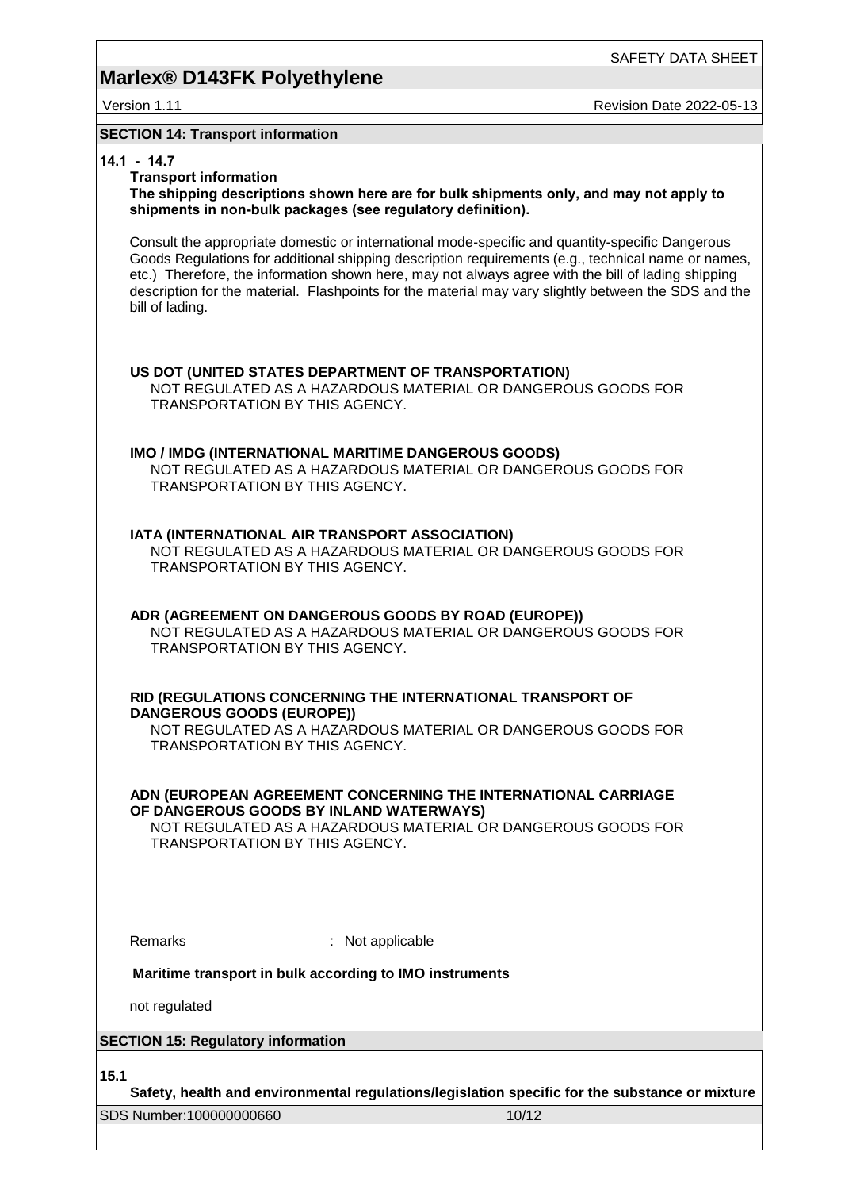## SECTION 14: Transport information

**14.1 - 14.7**

**Transport information**

**The shipping descriptions shown here are for bulk shipments only, and may not apply to shipments in non-bulk packages (see regulatory definition).**

Consult the appropriate domestic or international mode-specific and quantity-specific Dangerous Goods Regulations for additional shipping description requirements (e.g., technical name or names, etc.) Therefore, the information shown here, may not always agree with the bill of lading shipping description for the material. Flashpoints for the material may vary slightly between the SDS and the bill of lading.

**US DOT (UNITED STATES DEPARTMENT OF TRANSPORTATION)**

NOT REGULATED AS A HAZARDOUS MATERIAL OR DANGEROUS GOODS FOR TRANSPORTATION BY THIS AGENCY.

**IMO / IMDG (INTERNATIONAL MARITIME DANGEROUS GOODS)**

NOT REGULATED AS A HAZARDOUS MATERIAL OR DANGEROUS GOODS FOR TRANSPORTATION BY THIS AGENCY.

**IATA (INTERNATIONAL AIR TRANSPORT ASSOCIATION)**

NOT REGULATED AS A HAZARDOUS MATERIAL OR DANGEROUS GOODS FOR TRANSPORTATION BY THIS AGENCY.

**ADR (AGREEMENT ON DANGEROUS GOODS BY ROAD (EUROPE))**

NOT REGULATED AS A HAZARDOUS MATERIAL OR DANGEROUS GOODS FOR TRANSPORTATION BY THIS AGENCY.

**RID (REGULATIONS CONCERNING THE INTERNATIONAL TRANSPORT OF DANGEROUS GOODS (EUROPE))**

NOT REGULATED AS A HAZARDOUS MATERIAL OR DANGEROUS GOODS FOR TRANSPORTATION BY THIS AGENCY.

**ADN (EUROPEAN AGREEMENT CONCERNING THE INTERNATIONAL CARRIAGE OF DANGEROUS GOODS BY INLAND WATERWAYS)**

NOT REGULATED AS A HAZARDOUS MATERIAL OR DANGEROUS GOODS FOR TRANSPORTATION BY THIS AGENCY.

Remarks : Not applicable

**Maritime transport in bulk according to IMO instruments**

not regulated

## SECTION 15: Regulatory information

**15.1**

**Safety, health and environmental regulations/legislation specific for the substance or mixture**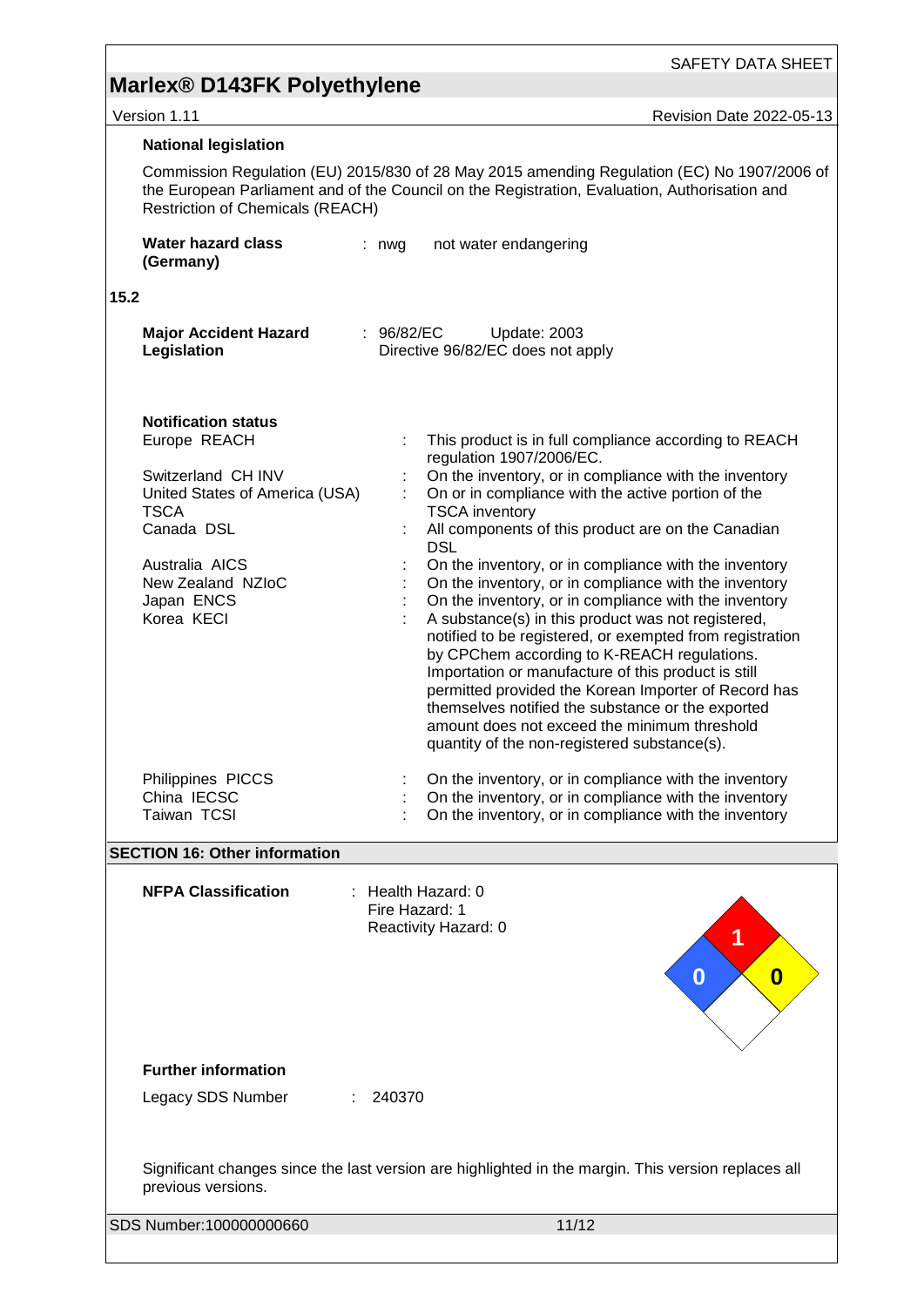**National legislation**

Commission Regulation (EU) 2015/830 of 28 May 2015 amending Regulation (EC) No 1907/2006 of the European Parliament and of the Council on the Registration, Evaluation, Authorisation and Restriction of Chemicals (REACH)

**Water hazard class (Germany)** : nwg not water endangering

**15.2**

**Major Accident Hazard Legislation** : 96/82/EC Update: 2003
Directive 96/82/EC does not apply

**Notification status**

| | | |
|---|---|---|
| Europe REACH | : | This product is in full compliance according to REACH regulation 1907/2006/EC. |
| Switzerland CH INV | : | On the inventory, or in compliance with the inventory |
| United States of America (USA) TSCA | : | On or in compliance with the active portion of the TSCA inventory |
| Canada DSL | : | All components of this product are on the Canadian DSL |
| Australia AICS | : | On the inventory, or in compliance with the inventory |
| New Zealand NZIoC | : | On the inventory, or in compliance with the inventory |
| Japan ENCS | : | On the inventory, or in compliance with the inventory |
| Korea KECI | : | A substance(s) in this product was not registered, notified to be registered, or exempted from registration by CPChem according to K-REACH regulations. Importation or manufacture of this product is still permitted provided the Korean Importer of Record has themselves notified the substance or the exported amount does not exceed the minimum threshold quantity of the non-registered substance(s). |
| Philippines PICCS | : | On the inventory, or in compliance with the inventory |
| China IECSC | : | On the inventory, or in compliance with the inventory |
| Taiwan TCSI | : | On the inventory, or in compliance with the inventory |

## SECTION 16: Other information

**NFPA Classification** : Health Hazard: 0
Fire Hazard: 1
Reactivity Hazard: 0

**Further information**

Legacy SDS Number : 240370

Significant changes since the last version are highlighted in the margin. This version replaces all previous versions.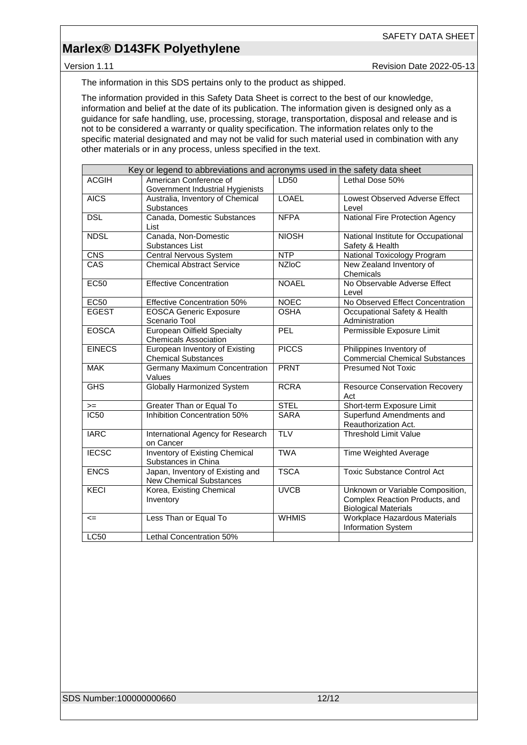The information in this SDS pertains only to the product as shipped.

The information provided in this Safety Data Sheet is correct to the best of our knowledge, information and belief at the date of its publication. The information given is designed only as a guidance for safe handling, use, processing, storage, transportation, disposal and release and is not to be considered a warranty or quality specification. The information relates only to the specific material designated and may not be valid for such material used in combination with any other materials or in any process, unless specified in the text.

| Key or legend to abbreviations and acronyms used in the safety data sheet | | | |
|---|---|---|---|
| ACGIH | American Conference of Government Industrial Hygienists | LD50 | Lethal Dose 50% |
| AICS | Australia, Inventory of Chemical Substances | LOAEL | Lowest Observed Adverse Effect Level |
| DSL | Canada, Domestic Substances List | NFPA | National Fire Protection Agency |
| NDSL | Canada, Non-Domestic Substances List | NIOSH | National Institute for Occupational Safety & Health |
| CNS | Central Nervous System | NTP | National Toxicology Program |
| CAS | Chemical Abstract Service | NZIoC | New Zealand Inventory of Chemicals |
| EC50 | Effective Concentration | NOAEL | No Observable Adverse Effect Level |
| EC50 | Effective Concentration 50% | NOEC | No Observed Effect Concentration |
| EGEST | EOSCA Generic Exposure Scenario Tool | OSHA | Occupational Safety & Health Administration |
| EOSCA | European Oilfield Specialty Chemicals Association | PEL | Permissible Exposure Limit |
| EINECS | European Inventory of Existing Chemical Substances | PICCS | Philippines Inventory of Commercial Chemical Substances |
| MAK | Germany Maximum Concentration Values | PRNT | Presumed Not Toxic |
| GHS | Globally Harmonized System | RCRA | Resource Conservation Recovery Act |
| >= | Greater Than or Equal To | STEL | Short-term Exposure Limit |
| IC50 | Inhibition Concentration 50% | SARA | Superfund Amendments and Reauthorization Act. |
| IARC | International Agency for Research on Cancer | TLV | Threshold Limit Value |
| IECSC | Inventory of Existing Chemical Substances in China | TWA | Time Weighted Average |
| ENCS | Japan, Inventory of Existing and New Chemical Substances | TSCA | Toxic Substance Control Act |
| KECI | Korea, Existing Chemical Inventory | UVCB | Unknown or Variable Composition, Complex Reaction Products, and Biological Materials |
| <= | Less Than or Equal To | WHMIS | Workplace Hazardous Materials Information System |
| LC50 | Lethal Concentration 50% | | |